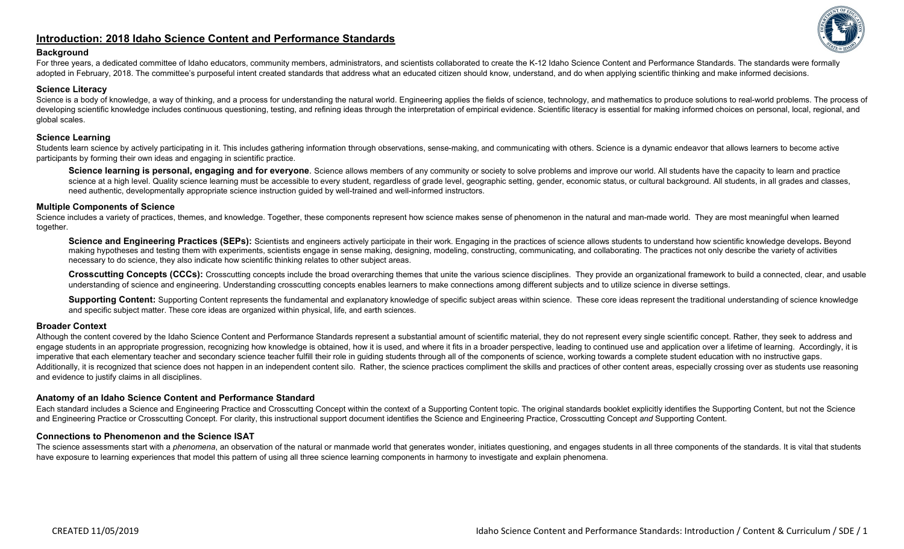# Introduction: 2018 Idaho Science Content and Performance Standards

## Background

For three years, a dedicated committee of Idaho educators, community members, administrators, and scientists collaborated to create the K-12 Idaho Science Content and Performance Standards. The standards were formally adopted in February, 2018. The committee's purposeful intent created standards that address what an educated citizen should know, understand, and do when applying scientific thinking and make informed decisions.

## Science Literacy

Science is a body of knowledge, a way of thinking, and a process for understanding the natural world. Engineering applies the fields of science, technology, and mathematics to produce solutions to real-world problems. The process of developing scientific knowledge includes continuous questioning, testing, and refining ideas through the interpretation of empirical evidence. Scientific literacy is essential for making informed choices on personal, local, regional, and global scales.

## Science Learning

Students learn science by actively participating in it. This includes gathering information through observations, sense-making, and communicating with others. Science is a dynamic endeavor that allows learners to become active participants by forming their own ideas and engaging in scientific practice.

> **Science learning is personal, engaging and for everyone**. Science allows members of any community or society to solve problems and improve our world. All students have the capacity to learn and practice science at a high level. Quality science learning must be accessible to every student, regardless of grade level, geographic setting, gender, economic status, or cultural background. All students, in all grades and classes, need authentic, developmentally appropriate science instruction guided by well-trained and well-informed instructors.

## Multiple Components of Science

Science includes a variety of practices, themes, and knowledge. Together, these components represent how science makes sense of phenomenon in the natural and man-made world. They are most meaningful when learned together.

> **Science and Engineering Practices (SEPs):** Scientists and engineers actively participate in their work. Engaging in the practices of science allows students to understand how scientific knowledge develops. Beyond making hypotheses and testing them with experiments, scientists engage in sense making, designing, modeling, constructing, communicating, and collaborating. The practices not only describe the variety of activities necessary to do science, they also indicate how scientific thinking relates to other subject areas.
>
> **Crosscutting Concepts (CCCs):** Crosscutting concepts include the broad overarching themes that unite the various science disciplines. They provide an organizational framework to build a connected, clear, and usable understanding of science and engineering. Understanding crosscutting concepts enables learners to make connections among different subjects and to utilize science in diverse settings.
>
> **Supporting Content:** Supporting Content represents the fundamental and explanatory knowledge of specific subject areas within science. These core ideas represent the traditional understanding of science knowledge and specific subject matter. These core ideas are organized within physical, life, and earth sciences.

## Broader Context

Although the content covered by the Idaho Science Content and Performance Standards represent a substantial amount of scientific material, they do not represent every single scientific concept. Rather, they seek to address and engage students in an appropriate progression, recognizing how knowledge is obtained, how it is used, and where it fits in a broader perspective, leading to continued use and application over a lifetime of learning. Accordingly, it is imperative that each elementary teacher and secondary science teacher fulfill their role in guiding students through all of the components of science, working towards a complete student education with no instructive gaps. Additionally, it is recognized that science does not happen in an independent content silo. Rather, the science practices compliment the skills and practices of other content areas, especially crossing over as students use reasoning and evidence to justify claims in all disciplines.

## Anatomy of an Idaho Science Content and Performance Standard

Each standard includes a Science and Engineering Practice and Crosscutting Concept within the context of a Supporting Content topic. The original standards booklet explicitly identifies the Supporting Content, but not the Science and Engineering Practice or Crosscutting Concept. For clarity, this instructional support document identifies the Science and Engineering Practice, Crosscutting Concept *and* Supporting Content.

## Connections to Phenomenon and the Science ISAT

The science assessments start with a *phenomena*, an observation of the natural or manmade world that generates wonder, initiates questioning, and engages students in all three components of the standards. It is vital that students have exposure to learning experiences that model this pattern of using all three science learning components in harmony to investigate and explain phenomena.

CREATED 11/05/2019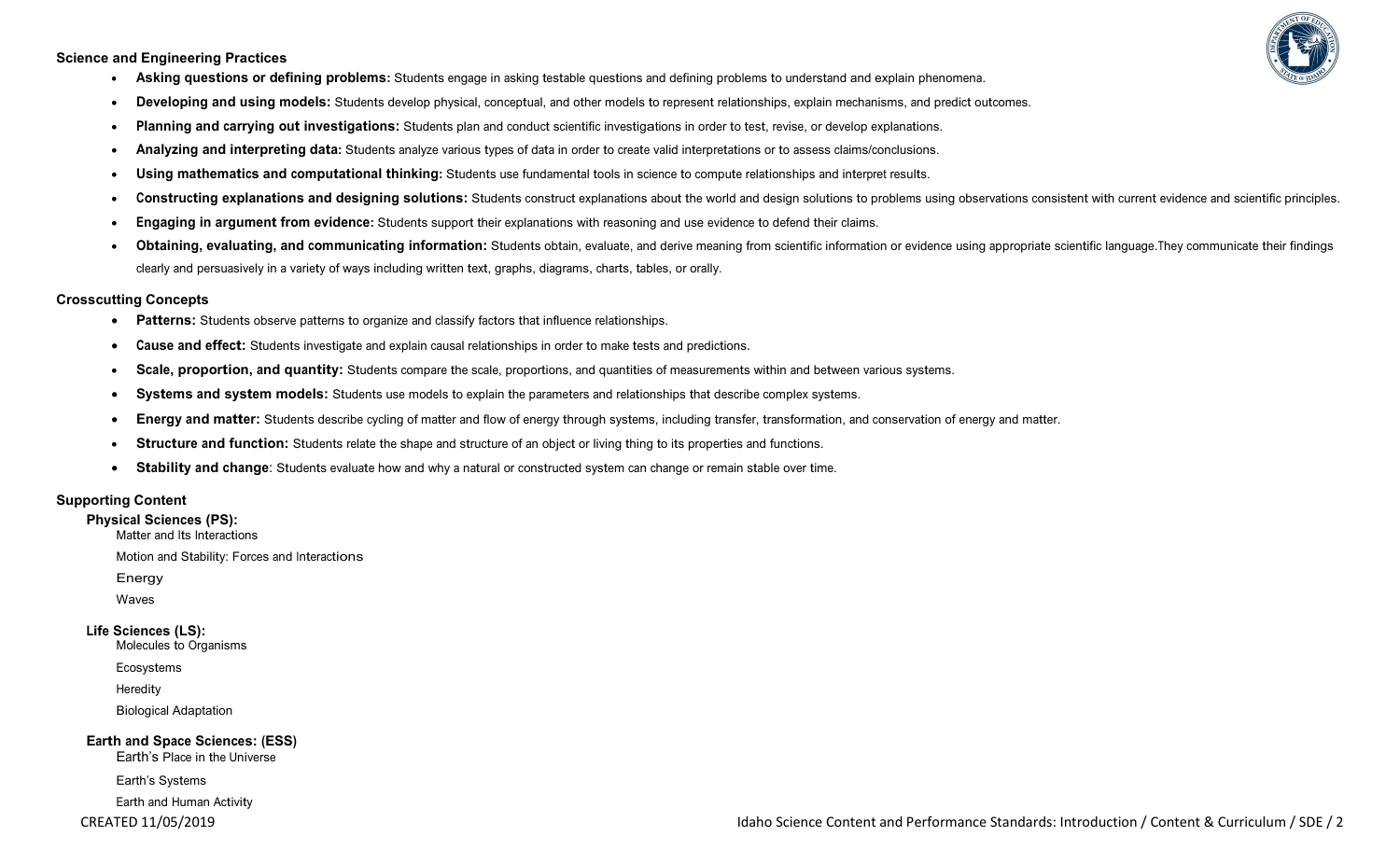### Science and Engineering Practices

- **Asking questions or defining problems:** Students engage in asking testable questions and defining problems to understand and explain phenomena.
- **Developing and using models:** Students develop physical, conceptual, and other models to represent relationships, explain mechanisms, and predict outcomes.
- **Planning and carrying out investigations:** Students plan and conduct scientific investigations in order to test, revise, or develop explanations.
- **Analyzing and interpreting data:** Students analyze various types of data in order to create valid interpretations or to assess claims/conclusions.
- **Using mathematics and computational thinking:** Students use fundamental tools in science to compute relationships and interpret results.
- **Constructing explanations and designing solutions:** Students construct explanations about the world and design solutions to problems using observations consistent with current evidence and scientific principles.
- **Engaging in argument from evidence:** Students support their explanations with reasoning and use evidence to defend their claims.
- **Obtaining, evaluating, and communicating information:** Students obtain, evaluate, and derive meaning from scientific information or evidence using appropriate scientific language.They communicate their findings clearly and persuasively in a variety of ways including written text, graphs, diagrams, charts, tables, or orally.

### Crosscutting Concepts

- **Patterns:** Students observe patterns to organize and classify factors that influence relationships.
- **Cause and effect:** Students investigate and explain causal relationships in order to make tests and predictions.
- **Scale, proportion, and quantity:** Students compare the scale, proportions, and quantities of measurements within and between various systems.
- **Systems and system models:** Students use models to explain the parameters and relationships that describe complex systems.
- **Energy and matter:** Students describe cycling of matter and flow of energy through systems, including transfer, transformation, and conservation of energy and matter.
- **Structure and function:** Students relate the shape and structure of an object or living thing to its properties and functions.
- **Stability and change**: Students evaluate how and why a natural or constructed system can change or remain stable over time.

### Supporting Content

**Physical Sciences (PS):**

Matter and Its Interactions

Motion and Stability: Forces and Interactions

Energy

Waves

**Life Sciences (LS):**

Molecules to Organisms

Ecosystems

Heredity

Biological Adaptation

**Earth and Space Sciences: (ESS)**

Earth's Place in the Universe

Earth's Systems

Earth and Human Activity

CREATED 11/05/2019